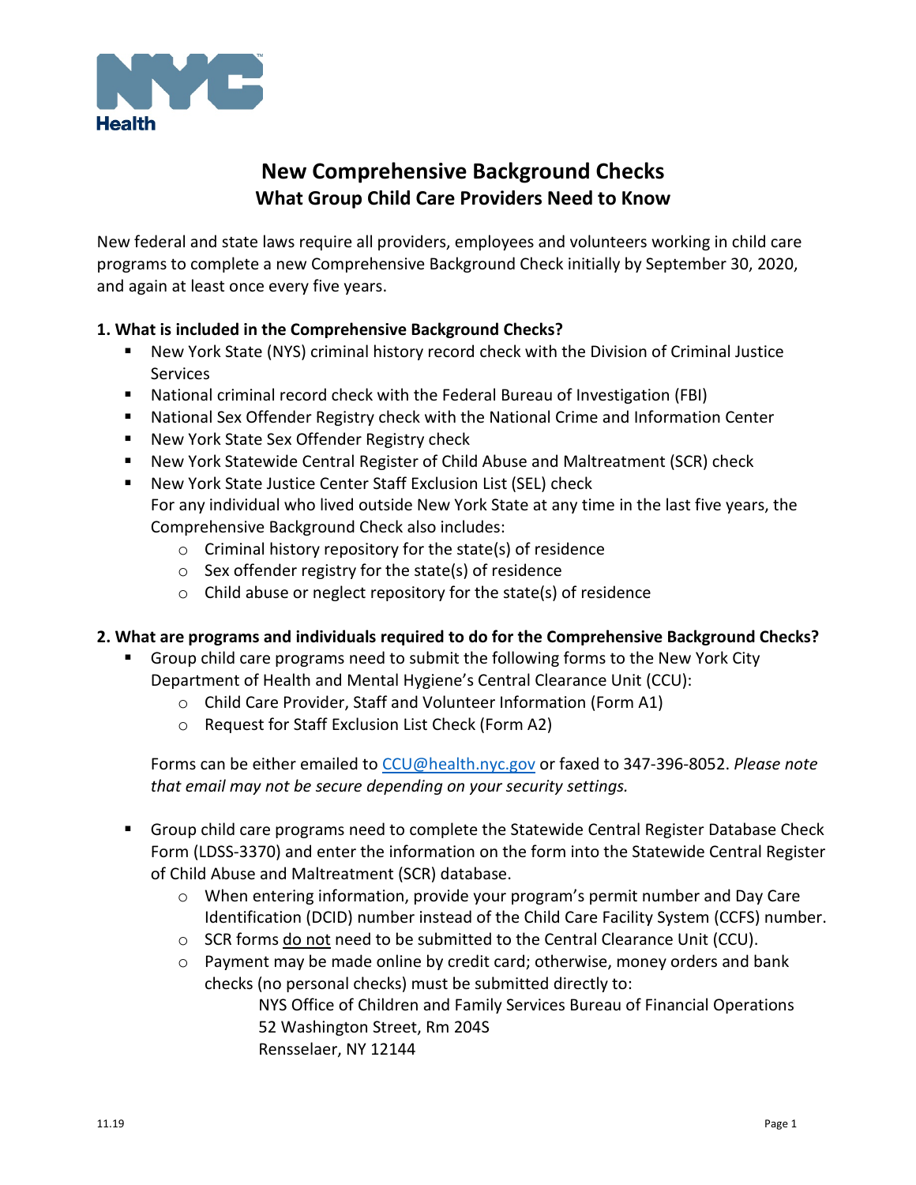NYC Health

# New Comprehensive Background Checks
## What Group Child Care Providers Need to Know

New federal and state laws require all providers, employees and volunteers working in child care programs to complete a new Comprehensive Background Check initially by September 30, 2020, and again at least once every five years.

### 1. What is included in the Comprehensive Background Checks?

- New York State (NYS) criminal history record check with the Division of Criminal Justice Services
- National criminal record check with the Federal Bureau of Investigation (FBI)
- National Sex Offender Registry check with the National Crime and Information Center
- New York State Sex Offender Registry check
- New York Statewide Central Register of Child Abuse and Maltreatment (SCR) check
- New York State Justice Center Staff Exclusion List (SEL) check
  For any individual who lived outside New York State at any time in the last five years, the Comprehensive Background Check also includes:
  - Criminal history repository for the state(s) of residence
  - Sex offender registry for the state(s) of residence
  - Child abuse or neglect repository for the state(s) of residence

### 2. What are programs and individuals required to do for the Comprehensive Background Checks?

- Group child care programs need to submit the following forms to the New York City Department of Health and Mental Hygiene's Central Clearance Unit (CCU):
  - Child Care Provider, Staff and Volunteer Information (Form A1)
  - Request for Staff Exclusion List Check (Form A2)

  Forms can be either emailed to CCU@health.nyc.gov or faxed to 347-396-8052. *Please note that email may not be secure depending on your security settings.*

- Group child care programs need to complete the Statewide Central Register Database Check Form (LDSS-3370) and enter the information on the form into the Statewide Central Register of Child Abuse and Maltreatment (SCR) database.
  - When entering information, provide your program's permit number and Day Care Identification (DCID) number instead of the Child Care Facility System (CCFS) number.
  - SCR forms <u>do not</u> need to be submitted to the Central Clearance Unit (CCU).
  - Payment may be made online by credit card; otherwise, money orders and bank checks (no personal checks) must be submitted directly to:

    NYS Office of Children and Family Services Bureau of Financial Operations
    52 Washington Street, Rm 204S
    Rensselaer, NY 12144

11.19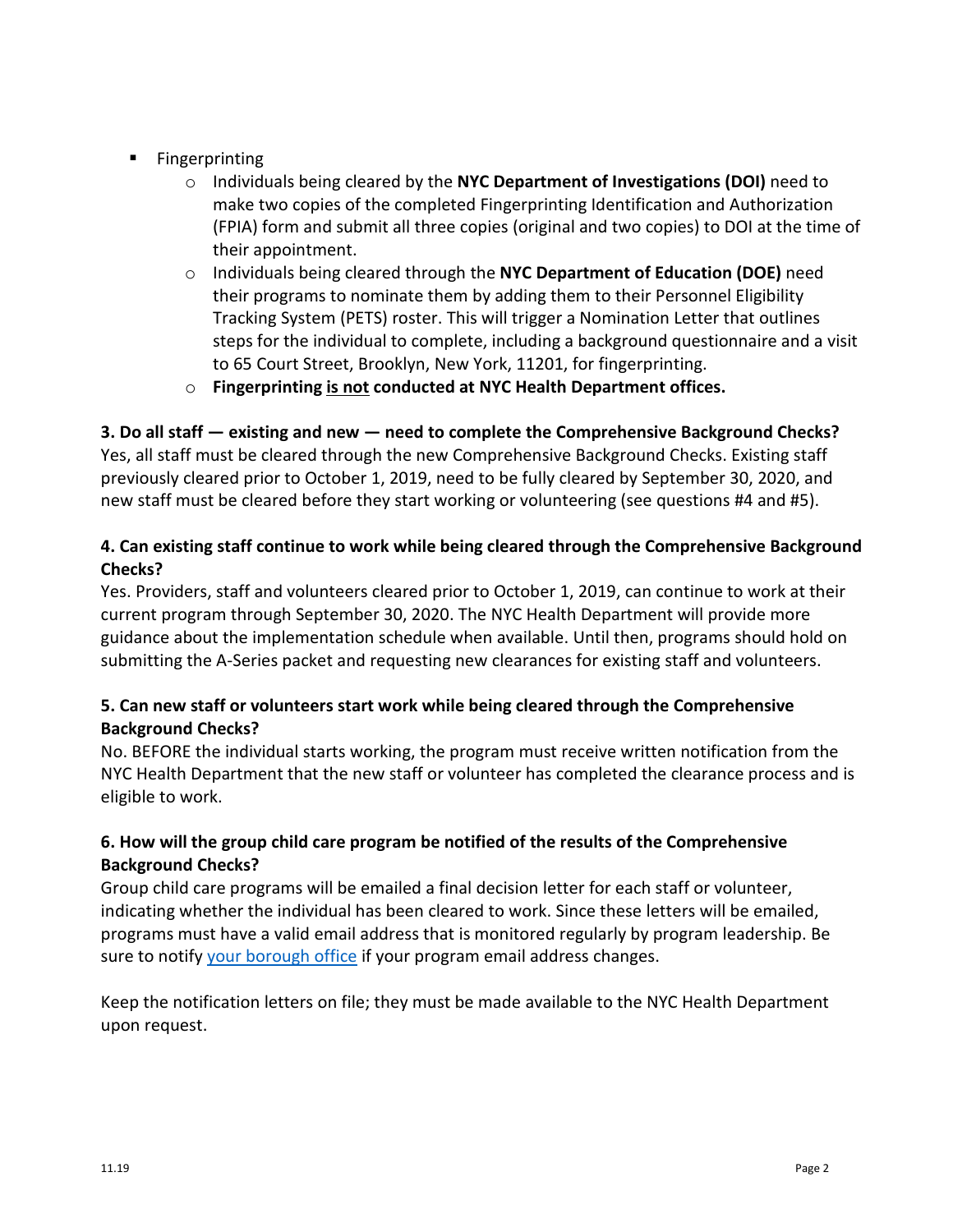- Fingerprinting
  - Individuals being cleared by the **NYC Department of Investigations (DOI)** need to make two copies of the completed Fingerprinting Identification and Authorization (FPIA) form and submit all three copies (original and two copies) to DOI at the time of their appointment.
  - Individuals being cleared through the **NYC Department of Education (DOE)** need their programs to nominate them by adding them to their Personnel Eligibility Tracking System (PETS) roster. This will trigger a Nomination Letter that outlines steps for the individual to complete, including a background questionnaire and a visit to 65 Court Street, Brooklyn, New York, 11201, for fingerprinting.
  - **Fingerprinting <u>is not</u> conducted at NYC Health Department offices.**

**3. Do all staff — existing and new — need to complete the Comprehensive Background Checks?**

Yes, all staff must be cleared through the new Comprehensive Background Checks. Existing staff previously cleared prior to October 1, 2019, need to be fully cleared by September 30, 2020, and new staff must be cleared before they start working or volunteering (see questions #4 and #5).

**4. Can existing staff continue to work while being cleared through the Comprehensive Background Checks?**

Yes. Providers, staff and volunteers cleared prior to October 1, 2019, can continue to work at their current program through September 30, 2020. The NYC Health Department will provide more guidance about the implementation schedule when available. Until then, programs should hold on submitting the A-Series packet and requesting new clearances for existing staff and volunteers.

**5. Can new staff or volunteers start work while being cleared through the Comprehensive Background Checks?**

No. BEFORE the individual starts working, the program must receive written notification from the NYC Health Department that the new staff or volunteer has completed the clearance process and is eligible to work.

**6. How will the group child care program be notified of the results of the Comprehensive Background Checks?**

Group child care programs will be emailed a final decision letter for each staff or volunteer, indicating whether the individual has been cleared to work. Since these letters will be emailed, programs must have a valid email address that is monitored regularly by program leadership. Be sure to notify your borough office if your program email address changes.

Keep the notification letters on file; they must be made available to the NYC Health Department upon request.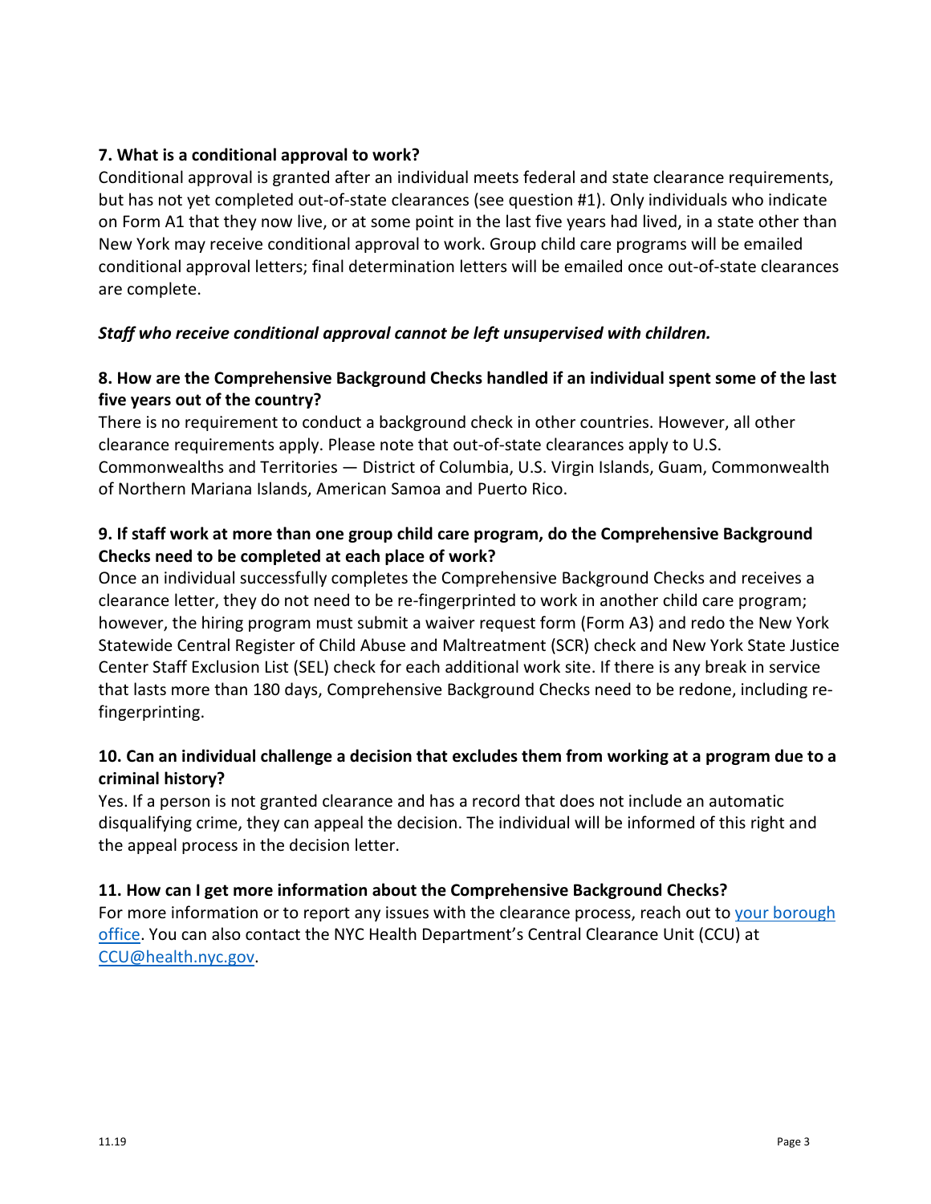**7. What is a conditional approval to work?**

Conditional approval is granted after an individual meets federal and state clearance requirements, but has not yet completed out-of-state clearances (see question #1). Only individuals who indicate on Form A1 that they now live, or at some point in the last five years had lived, in a state other than New York may receive conditional approval to work. Group child care programs will be emailed conditional approval letters; final determination letters will be emailed once out-of-state clearances are complete.

***Staff who receive conditional approval cannot be left unsupervised with children.***

**8. How are the Comprehensive Background Checks handled if an individual spent some of the last five years out of the country?**

There is no requirement to conduct a background check in other countries. However, all other clearance requirements apply. Please note that out-of-state clearances apply to U.S. Commonwealths and Territories — District of Columbia, U.S. Virgin Islands, Guam, Commonwealth of Northern Mariana Islands, American Samoa and Puerto Rico.

**9. If staff work at more than one group child care program, do the Comprehensive Background Checks need to be completed at each place of work?**

Once an individual successfully completes the Comprehensive Background Checks and receives a clearance letter, they do not need to be re-fingerprinted to work in another child care program; however, the hiring program must submit a waiver request form (Form A3) and redo the New York Statewide Central Register of Child Abuse and Maltreatment (SCR) check and New York State Justice Center Staff Exclusion List (SEL) check for each additional work site. If there is any break in service that lasts more than 180 days, Comprehensive Background Checks need to be redone, including re-fingerprinting.

**10. Can an individual challenge a decision that excludes them from working at a program due to a criminal history?**

Yes. If a person is not granted clearance and has a record that does not include an automatic disqualifying crime, they can appeal the decision. The individual will be informed of this right and the appeal process in the decision letter.

**11. How can I get more information about the Comprehensive Background Checks?**

For more information or to report any issues with the clearance process, reach out to your borough office. You can also contact the NYC Health Department's Central Clearance Unit (CCU) at CCU@health.nyc.gov.